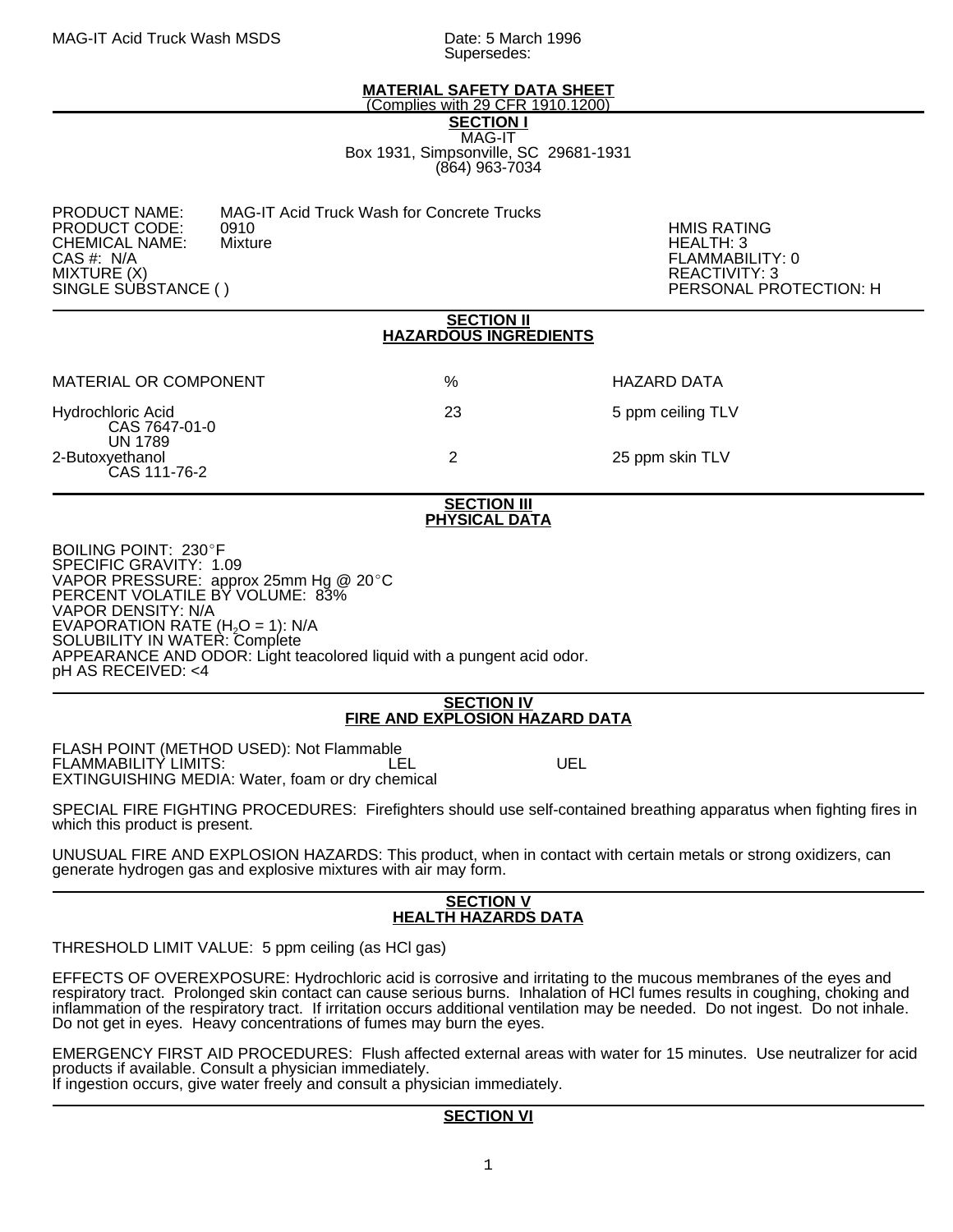MAG-IT Acid Truck Wash MSDS

Date: 5 March 1996
Supersedes:

# MATERIAL SAFETY DATA SHEET

(Complies with 29 CFR 1910.1200)

## SECTION I

MAG-IT
Box 1931, Simpsonville, SC 29681-1931
(864) 963-7034

PRODUCT NAME: MAG-IT Acid Truck Wash for Concrete Trucks
PRODUCT CODE: 0910
CHEMICAL NAME: Mixture
CAS #: N/A
MIXTURE (X)
SINGLE SUBSTANCE ( )

HMIS RATING
HEALTH: 3
FLAMMABILITY: 0
REACTIVITY: 3
PERSONAL PROTECTION: H

## SECTION II
## HAZARDOUS INGREDIENTS

| MATERIAL OR COMPONENT | % | HAZARD DATA |
|---|---|---|
| Hydrochloric Acid<br>CAS 7647-01-0<br>UN 1789 | 23 | 5 ppm ceiling TLV |
| 2-Butoxyethanol<br>CAS 111-76-2 | 2 | 25 ppm skin TLV |

## SECTION III
## PHYSICAL DATA

BOILING POINT: 230°F
SPECIFIC GRAVITY: 1.09
VAPOR PRESSURE: approx 25mm Hg @ 20°C
PERCENT VOLATILE BY VOLUME: 83%
VAPOR DENSITY: N/A
EVAPORATION RATE ($H_2O$ = 1): N/A
SOLUBILITY IN WATER: Complete
APPEARANCE AND ODOR: Light teacolored liquid with a pungent acid odor.
pH AS RECEIVED: <4

## SECTION IV
## FIRE AND EXPLOSION HAZARD DATA

FLASH POINT (METHOD USED): Not Flammable
FLAMMABILITY LIMITS: LEL UEL
EXTINGUISHING MEDIA: Water, foam or dry chemical

SPECIAL FIRE FIGHTING PROCEDURES: Firefighters should use self-contained breathing apparatus when fighting fires in which this product is present.

UNUSUAL FIRE AND EXPLOSION HAZARDS: This product, when in contact with certain metals or strong oxidizers, can generate hydrogen gas and explosive mixtures with air may form.

## SECTION V
## HEALTH HAZARDS DATA

THRESHOLD LIMIT VALUE: 5 ppm ceiling (as HCl gas)

EFFECTS OF OVEREXPOSURE: Hydrochloric acid is corrosive and irritating to the mucous membranes of the eyes and respiratory tract. Prolonged skin contact can cause serious burns. Inhalation of HCl fumes results in coughing, choking and inflammation of the respiratory tract. If irritation occurs additional ventilation may be needed. Do not ingest. Do not inhale. Do not get in eyes. Heavy concentrations of fumes may burn the eyes.

EMERGENCY FIRST AID PROCEDURES: Flush affected external areas with water for 15 minutes. Use neutralizer for acid products if available. Consult a physician immediately.
If ingestion occurs, give water freely and consult a physician immediately.

## SECTION VI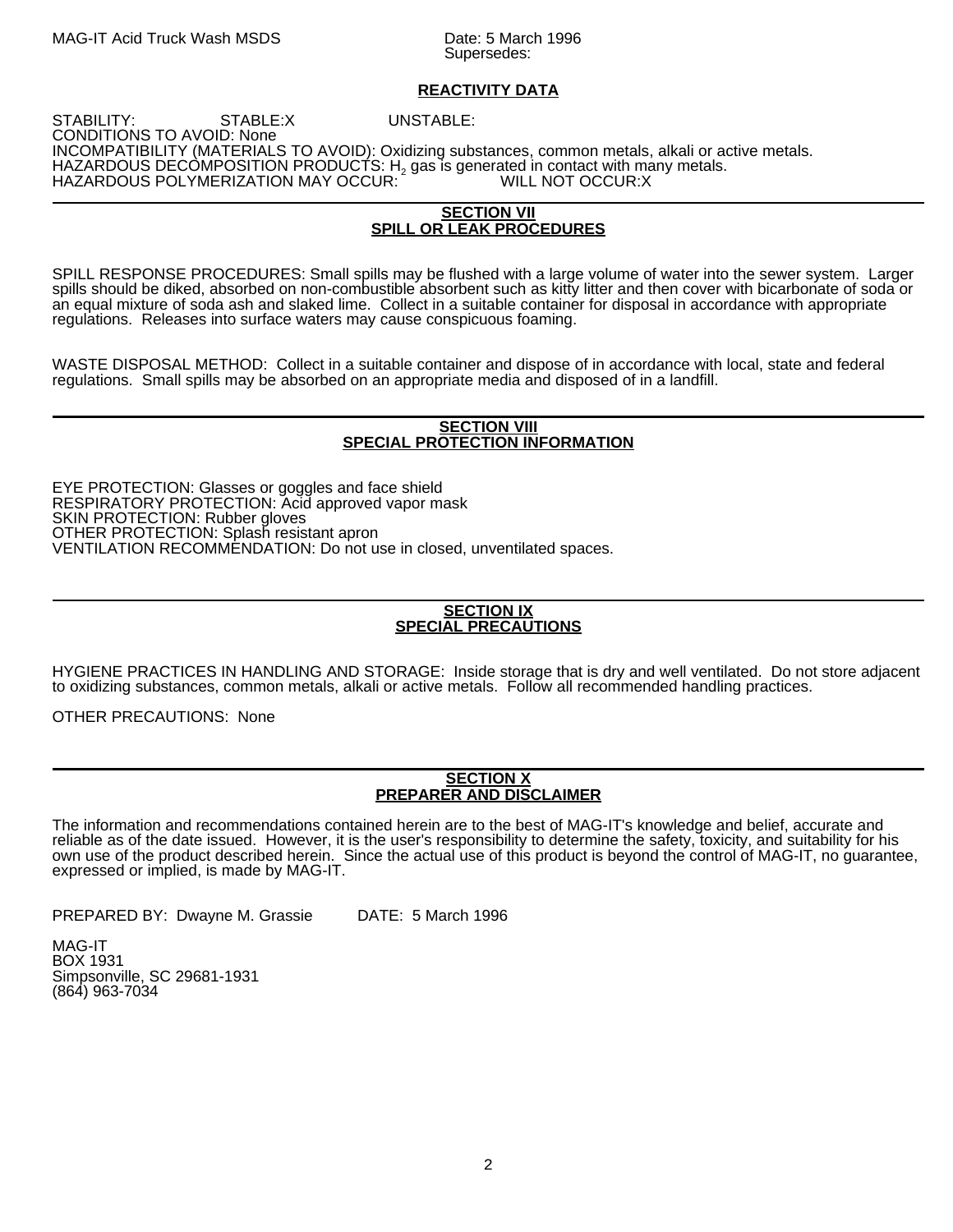## REACTIVITY DATA

STABILITY: STABLE:X UNSTABLE:
CONDITIONS TO AVOID: None
INCOMPATIBILITY (MATERIALS TO AVOID): Oxidizing substances, common metals, alkali or active metals.
HAZARDOUS DECOMPOSITION PRODUCTS: $H_2$ gas is generated in contact with many metals.
HAZARDOUS POLYMERIZATION MAY OCCUR: WILL NOT OCCUR:X

## SECTION VII
## SPILL OR LEAK PROCEDURES

SPILL RESPONSE PROCEDURES: Small spills may be flushed with a large volume of water into the sewer system. Larger spills should be diked, absorbed on non-combustible absorbent such as kitty litter and then cover with bicarbonate of soda or an equal mixture of soda ash and slaked lime. Collect in a suitable container for disposal in accordance with appropriate regulations. Releases into surface waters may cause conspicuous foaming.

WASTE DISPOSAL METHOD: Collect in a suitable container and dispose of in accordance with local, state and federal regulations. Small spills may be absorbed on an appropriate media and disposed of in a landfill.

## SECTION VIII
## SPECIAL PROTECTION INFORMATION

EYE PROTECTION: Glasses or goggles and face shield
RESPIRATORY PROTECTION: Acid approved vapor mask
SKIN PROTECTION: Rubber gloves
OTHER PROTECTION: Splash resistant apron
VENTILATION RECOMMENDATION: Do not use in closed, unventilated spaces.

## SECTION IX
## SPECIAL PRECAUTIONS

HYGIENE PRACTICES IN HANDLING AND STORAGE: Inside storage that is dry and well ventilated. Do not store adjacent to oxidizing substances, common metals, alkali or active metals. Follow all recommended handling practices.

OTHER PRECAUTIONS: None

## SECTION X
## PREPARER AND DISCLAIMER

The information and recommendations contained herein are to the best of MAG-IT's knowledge and belief, accurate and reliable as of the date issued. However, it is the user's responsibility to determine the safety, toxicity, and suitability for his own use of the product described herein. Since the actual use of this product is beyond the control of MAG-IT, no guarantee, expressed or implied, is made by MAG-IT.

PREPARED BY: Dwayne M. Grassie DATE: 5 March 1996

MAG-IT
BOX 1931
Simpsonville, SC 29681-1931
(864) 963-7034